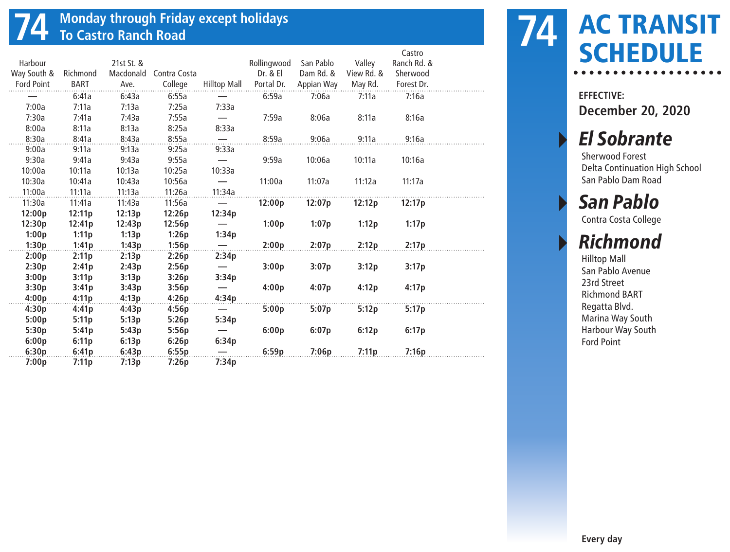# 74 Monday through Friday except holidays
## To Castro Ranch Road

| Harbour Way South & Ford Point | Richmond BART | 21st St. & Macdonald Ave. | Contra Costa College | Hilltop Mall | Rollingwood Dr. & El Portal Dr. | San Pablo Dam Rd. & Appian Way | Valley View Rd. & May Rd. | Castro Ranch Rd. & Sherwood Forest Dr. |
|---|---|---|---|---|---|---|---|---|
| — | 6:41a | 6:43a | 6:55a | — | 6:59a | 7:06a | 7:11a | 7:16a |
| 7:00a | 7:11a | 7:13a | 7:25a | 7:33a | | | | |
| 7:30a | 7:41a | 7:43a | 7:55a | — | 7:59a | 8:06a | 8:11a | 8:16a |
| 8:00a | 8:11a | 8:13a | 8:25a | 8:33a | | | | |
| 8:30a | 8:41a | 8:43a | 8:55a | — | 8:59a | 9:06a | 9:11a | 9:16a |
| 9:00a | 9:11a | 9:13a | 9:25a | 9:33a | | | | |
| 9:30a | 9:41a | 9:43a | 9:55a | — | 9:59a | 10:06a | 10:11a | 10:16a |
| 10:00a | 10:11a | 10:13a | 10:25a | 10:33a | | | | |
| 10:30a | 10:41a | 10:43a | 10:56a | — | 11:00a | 11:07a | 11:12a | 11:17a |
| 11:00a | 11:11a | 11:13a | 11:26a | 11:34a | | | | |
| 11:30a | 11:41a | 11:43a | 11:56a | — | **12:00p** | **12:07p** | **12:12p** | **12:17p** |
| **12:00p** | **12:11p** | **12:13p** | **12:26p** | **12:34p** | | | | |
| **12:30p** | **12:41p** | **12:43p** | **12:56p** | — | **1:00p** | **1:07p** | **1:12p** | **1:17p** |
| **1:00p** | **1:11p** | **1:13p** | **1:26p** | **1:34p** | | | | |
| **1:30p** | **1:41p** | **1:43p** | **1:56p** | — | **2:00p** | **2:07p** | **2:12p** | **2:17p** |
| **2:00p** | **2:11p** | **2:13p** | **2:26p** | **2:34p** | | | | |
| **2:30p** | **2:41p** | **2:43p** | **2:56p** | — | **3:00p** | **3:07p** | **3:12p** | **3:17p** |
| **3:00p** | **3:11p** | **3:13p** | **3:26p** | **3:34p** | | | | |
| **3:30p** | **3:41p** | **3:43p** | **3:56p** | — | **4:00p** | **4:07p** | **4:12p** | **4:17p** |
| **4:00p** | **4:11p** | **4:13p** | **4:26p** | **4:34p** | | | | |
| **4:30p** | **4:41p** | **4:43p** | **4:56p** | — | **5:00p** | **5:07p** | **5:12p** | **5:17p** |
| **5:00p** | **5:11p** | **5:13p** | **5:26p** | **5:34p** | | | | |
| **5:30p** | **5:41p** | **5:43p** | **5:56p** | — | **6:00p** | **6:07p** | **6:12p** | **6:17p** |
| **6:00p** | **6:11p** | **6:13p** | **6:26p** | **6:34p** | | | | |
| **6:30p** | **6:41p** | **6:43p** | **6:55p** | — | **6:59p** | **7:06p** | **7:11p** | **7:16p** |
| **7:00p** | **7:11p** | **7:13p** | **7:26p** | **7:34p** | | | | |

# 74 AC TRANSIT SCHEDULE

**EFFECTIVE:**
**December 20, 2020**

## *El Sobrante*
Sherwood Forest
Delta Continuation High School
San Pablo Dam Road

## *San Pablo*
Contra Costa College

## *Richmond*
Hilltop Mall
San Pablo Avenue
23rd Street
Richmond BART
Regatta Blvd.
Marina Way South
Harbour Way South
Ford Point

**Every day**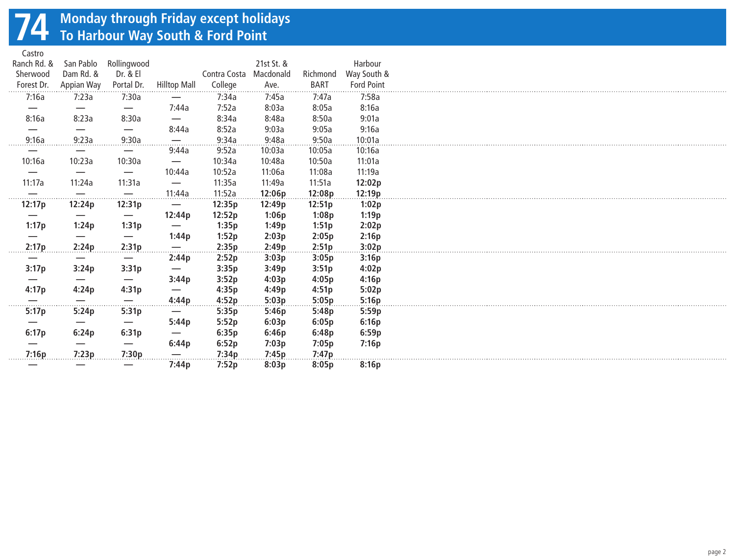# 74 Monday through Friday except holidays
## To Harbour Way South & Ford Point

| Castro Ranch Rd. & Sherwood Forest Dr. | San Pablo Dam Rd. & Appian Way | Rollingwood Dr. & El Portal Dr. | Hilltop Mall | Contra Costa College | 21st St. & Macdonald Ave. | Richmond BART | Harbour Way South & Ford Point |
|---|---|---|---|---|---|---|---|
| 7:16a | 7:23a | 7:30a | — | 7:34a | 7:45a | 7:47a | 7:58a |
| — | — | — | 7:44a | 7:52a | 8:03a | 8:05a | 8:16a |
| 8:16a | 8:23a | 8:30a | — | 8:34a | 8:48a | 8:50a | 9:01a |
| — | — | — | 8:44a | 8:52a | 9:03a | 9:05a | 9:16a |
| 9:16a | 9:23a | 9:30a | — | 9:34a | 9:48a | 9:50a | 10:01a |
| — | — | — | 9:44a | 9:52a | 10:03a | 10:05a | 10:16a |
| 10:16a | 10:23a | 10:30a | — | 10:34a | 10:48a | 10:50a | 11:01a |
| — | — | — | 10:44a | 10:52a | 11:06a | 11:08a | 11:19a |
| 11:17a | 11:24a | 11:31a | — | 11:35a | 11:49a | 11:51a | **12:02p** |
| — | — | — | 11:44a | 11:52a | **12:06p** | **12:08p** | **12:19p** |
| **12:17p** | **12:24p** | **12:31p** | — | **12:35p** | **12:49p** | **12:51p** | **1:02p** |
| — | — | — | **12:44p** | **12:52p** | **1:06p** | **1:08p** | **1:19p** |
| **1:17p** | **1:24p** | **1:31p** | — | **1:35p** | **1:49p** | **1:51p** | **2:02p** |
| — | — | — | **1:44p** | **1:52p** | **2:03p** | **2:05p** | **2:16p** |
| **2:17p** | **2:24p** | **2:31p** | — | **2:35p** | **2:49p** | **2:51p** | **3:02p** |
| — | — | — | **2:44p** | **2:52p** | **3:03p** | **3:05p** | **3:16p** |
| **3:17p** | **3:24p** | **3:31p** | — | **3:35p** | **3:49p** | **3:51p** | **4:02p** |
| — | — | — | **3:44p** | **3:52p** | **4:03p** | **4:05p** | **4:16p** |
| **4:17p** | **4:24p** | **4:31p** | — | **4:35p** | **4:49p** | **4:51p** | **5:02p** |
| — | — | — | **4:44p** | **4:52p** | **5:03p** | **5:05p** | **5:16p** |
| **5:17p** | **5:24p** | **5:31p** | — | **5:35p** | **5:46p** | **5:48p** | **5:59p** |
| — | — | — | **5:44p** | **5:52p** | **6:03p** | **6:05p** | **6:16p** |
| **6:17p** | **6:24p** | **6:31p** | — | **6:35p** | **6:46p** | **6:48p** | **6:59p** |
| — | — | — | **6:44p** | **6:52p** | **7:03p** | **7:05p** | **7:16p** |
| **7:16p** | **7:23p** | **7:30p** | — | **7:34p** | **7:45p** | **7:47p** | |
| — | — | — | **7:44p** | **7:52p** | **8:03p** | **8:05p** | **8:16p** |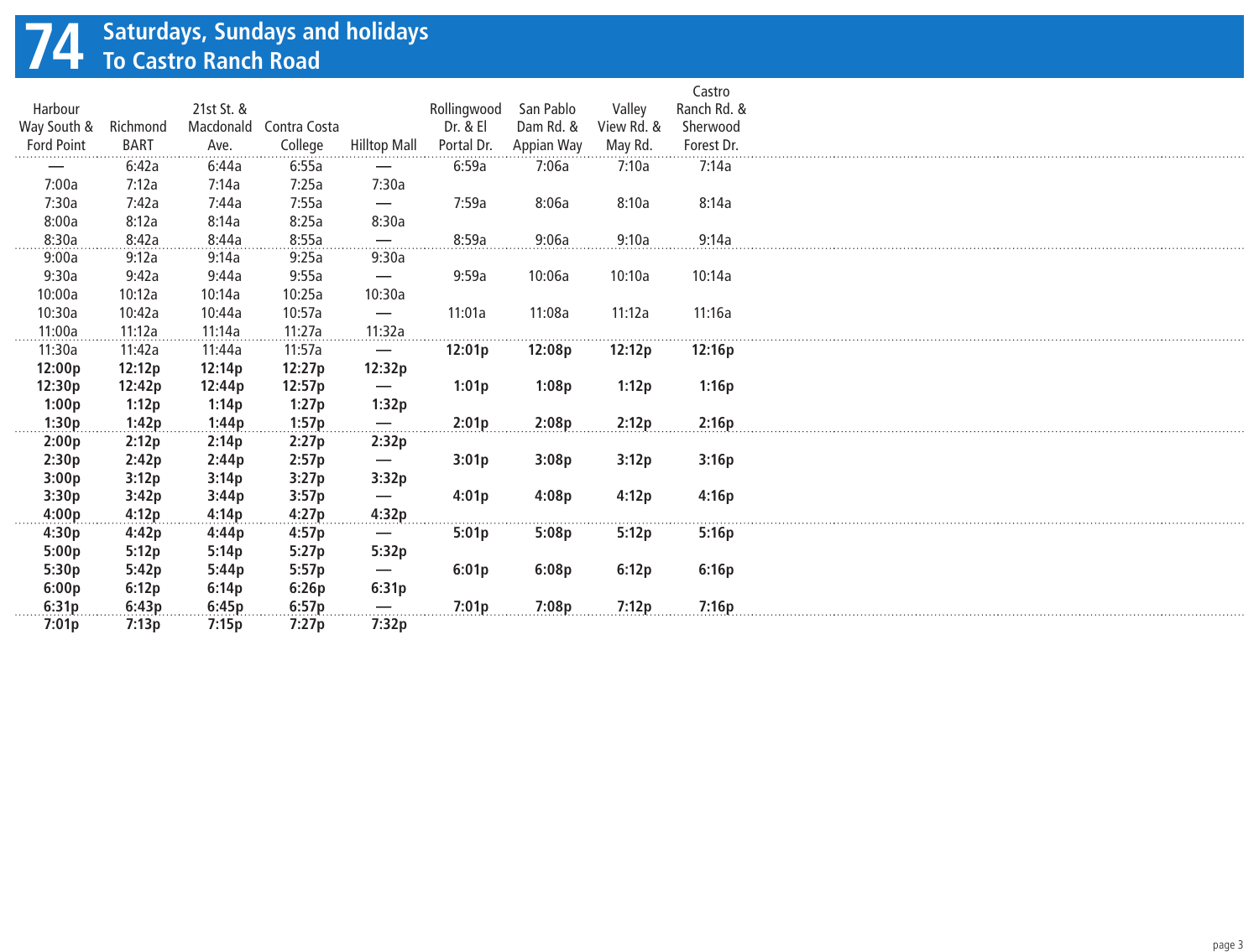# 74 Saturdays, Sundays and holidays
## To Castro Ranch Road

| Harbour Way South & Ford Point | Richmond BART | 21st St. & Macdonald Ave. | Contra Costa College | Hilltop Mall | Rollingwood Dr. & El Portal Dr. | San Pablo Dam Rd. & Appian Way | Valley View Rd. & May Rd. | Castro Ranch Rd. & Sherwood Forest Dr. |
|---|---|---|---|---|---|---|---|---|
| — | 6:42a | 6:44a | 6:55a | — | 6:59a | 7:06a | 7:10a | 7:14a |
| 7:00a | 7:12a | 7:14a | 7:25a | 7:30a | | | | |
| 7:30a | 7:42a | 7:44a | 7:55a | — | 7:59a | 8:06a | 8:10a | 8:14a |
| 8:00a | 8:12a | 8:14a | 8:25a | 8:30a | | | | |
| 8:30a | 8:42a | 8:44a | 8:55a | — | 8:59a | 9:06a | 9:10a | 9:14a |
| 9:00a | 9:12a | 9:14a | 9:25a | 9:30a | | | | |
| 9:30a | 9:42a | 9:44a | 9:55a | — | 9:59a | 10:06a | 10:10a | 10:14a |
| 10:00a | 10:12a | 10:14a | 10:25a | 10:30a | | | | |
| 10:30a | 10:42a | 10:44a | 10:57a | — | 11:01a | 11:08a | 11:12a | 11:16a |
| 11:00a | 11:12a | 11:14a | 11:27a | 11:32a | | | | |
| 11:30a | 11:42a | 11:44a | 11:57a | — | **12:01p** | **12:08p** | **12:12p** | **12:16p** |
| **12:00p** | **12:12p** | **12:14p** | **12:27p** | **12:32p** | | | | |
| **12:30p** | **12:42p** | **12:44p** | **12:57p** | — | **1:01p** | **1:08p** | **1:12p** | **1:16p** |
| **1:00p** | **1:12p** | **1:14p** | **1:27p** | **1:32p** | | | | |
| **1:30p** | **1:42p** | **1:44p** | **1:57p** | — | **2:01p** | **2:08p** | **2:12p** | **2:16p** |
| **2:00p** | **2:12p** | **2:14p** | **2:27p** | **2:32p** | | | | |
| **2:30p** | **2:42p** | **2:44p** | **2:57p** | — | **3:01p** | **3:08p** | **3:12p** | **3:16p** |
| **3:00p** | **3:12p** | **3:14p** | **3:27p** | **3:32p** | | | | |
| **3:30p** | **3:42p** | **3:44p** | **3:57p** | — | **4:01p** | **4:08p** | **4:12p** | **4:16p** |
| **4:00p** | **4:12p** | **4:14p** | **4:27p** | **4:32p** | | | | |
| **4:30p** | **4:42p** | **4:44p** | **4:57p** | — | **5:01p** | **5:08p** | **5:12p** | **5:16p** |
| **5:00p** | **5:12p** | **5:14p** | **5:27p** | **5:32p** | | | | |
| **5:30p** | **5:42p** | **5:44p** | **5:57p** | — | **6:01p** | **6:08p** | **6:12p** | **6:16p** |
| **6:00p** | **6:12p** | **6:14p** | **6:26p** | **6:31p** | | | | |
| **6:31p** | **6:43p** | **6:45p** | **6:57p** | — | **7:01p** | **7:08p** | **7:12p** | **7:16p** |
| **7:01p** | **7:13p** | **7:15p** | **7:27p** | **7:32p** | | | | |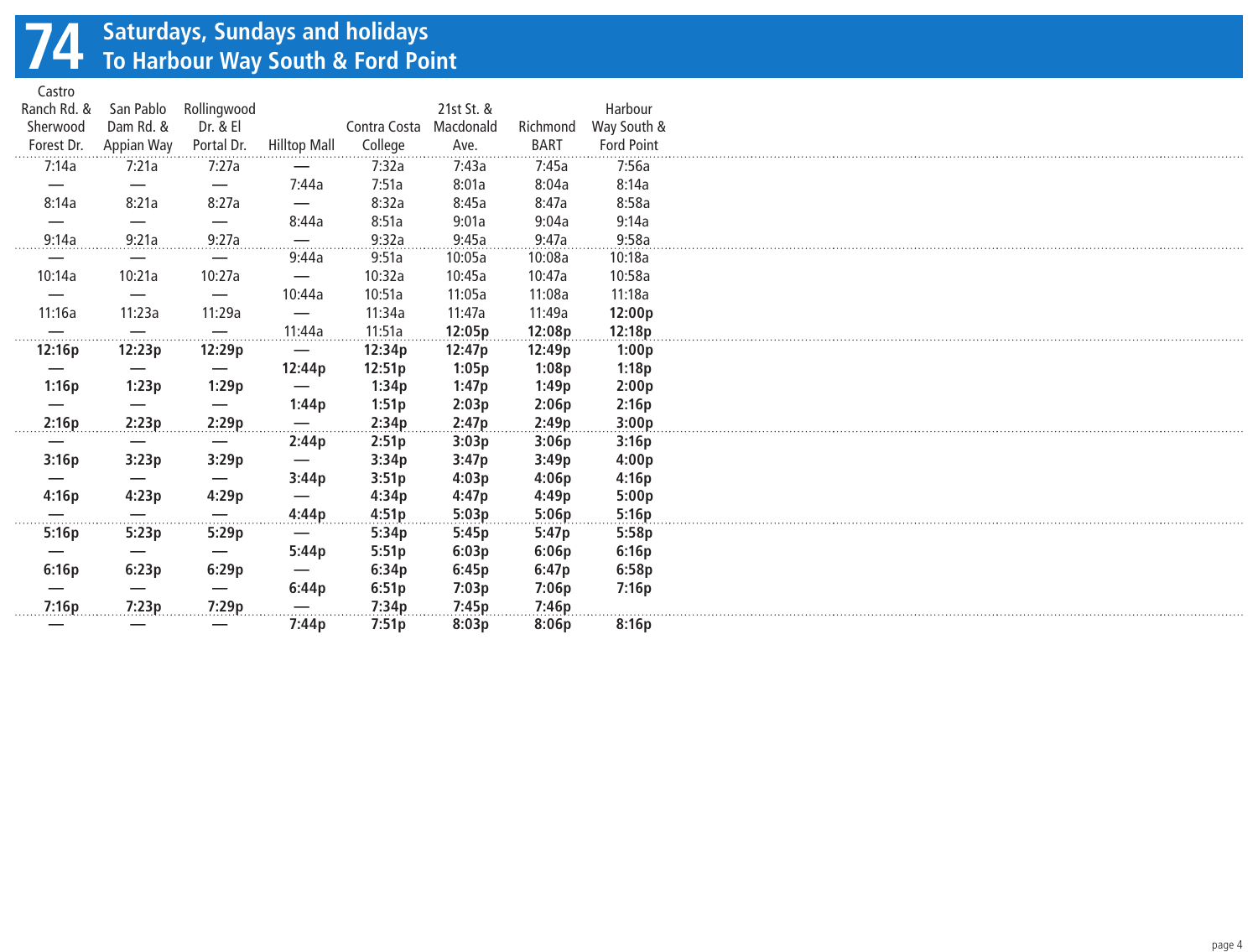# 74 Saturdays, Sundays and holidays
## To Harbour Way South & Ford Point

| Castro Ranch Rd. & Sherwood Forest Dr. | San Pablo Dam Rd. & Appian Way | Rollingwood Dr. & El Portal Dr. | Hilltop Mall | Contra Costa College | 21st St. & Macdonald Ave. | Richmond BART | Harbour Way South & Ford Point |
|---|---|---|---|---|---|---|---|
| 7:14a | 7:21a | 7:27a | — | 7:32a | 7:43a | 7:45a | 7:56a |
| — | — | — | 7:44a | 7:51a | 8:01a | 8:04a | 8:14a |
| 8:14a | 8:21a | 8:27a | — | 8:32a | 8:45a | 8:47a | 8:58a |
| — | — | — | 8:44a | 8:51a | 9:01a | 9:04a | 9:14a |
| 9:14a | 9:21a | 9:27a | — | 9:32a | 9:45a | 9:47a | 9:58a |
| — | — | — | 9:44a | 9:51a | 10:05a | 10:08a | 10:18a |
| 10:14a | 10:21a | 10:27a | — | 10:32a | 10:45a | 10:47a | 10:58a |
| — | — | — | 10:44a | 10:51a | 11:05a | 11:08a | 11:18a |
| 11:16a | 11:23a | 11:29a | — | 11:34a | 11:47a | 11:49a | **12:00p** |
| — | — | — | 11:44a | 11:51a | **12:05p** | **12:08p** | **12:18p** |
| **12:16p** | **12:23p** | **12:29p** | — | **12:34p** | **12:47p** | **12:49p** | **1:00p** |
| — | — | — | **12:44p** | **12:51p** | **1:05p** | **1:08p** | **1:18p** |
| **1:16p** | **1:23p** | **1:29p** | — | **1:34p** | **1:47p** | **1:49p** | **2:00p** |
| — | — | — | **1:44p** | **1:51p** | **2:03p** | **2:06p** | **2:16p** |
| **2:16p** | **2:23p** | **2:29p** | — | **2:34p** | **2:47p** | **2:49p** | **3:00p** |
| — | — | — | **2:44p** | **2:51p** | **3:03p** | **3:06p** | **3:16p** |
| **3:16p** | **3:23p** | **3:29p** | — | **3:34p** | **3:47p** | **3:49p** | **4:00p** |
| — | — | — | **3:44p** | **3:51p** | **4:03p** | **4:06p** | **4:16p** |
| **4:16p** | **4:23p** | **4:29p** | — | **4:34p** | **4:47p** | **4:49p** | **5:00p** |
| — | — | — | **4:44p** | **4:51p** | **5:03p** | **5:06p** | **5:16p** |
| **5:16p** | **5:23p** | **5:29p** | — | **5:34p** | **5:45p** | **5:47p** | **5:58p** |
| — | — | — | **5:44p** | **5:51p** | **6:03p** | **6:06p** | **6:16p** |
| **6:16p** | **6:23p** | **6:29p** | — | **6:34p** | **6:45p** | **6:47p** | **6:58p** |
| — | — | — | **6:44p** | **6:51p** | **7:03p** | **7:06p** | **7:16p** |
| **7:16p** | **7:23p** | **7:29p** | — | **7:34p** | **7:45p** | **7:46p** | |
| — | — | — | **7:44p** | **7:51p** | **8:03p** | **8:06p** | **8:16p** |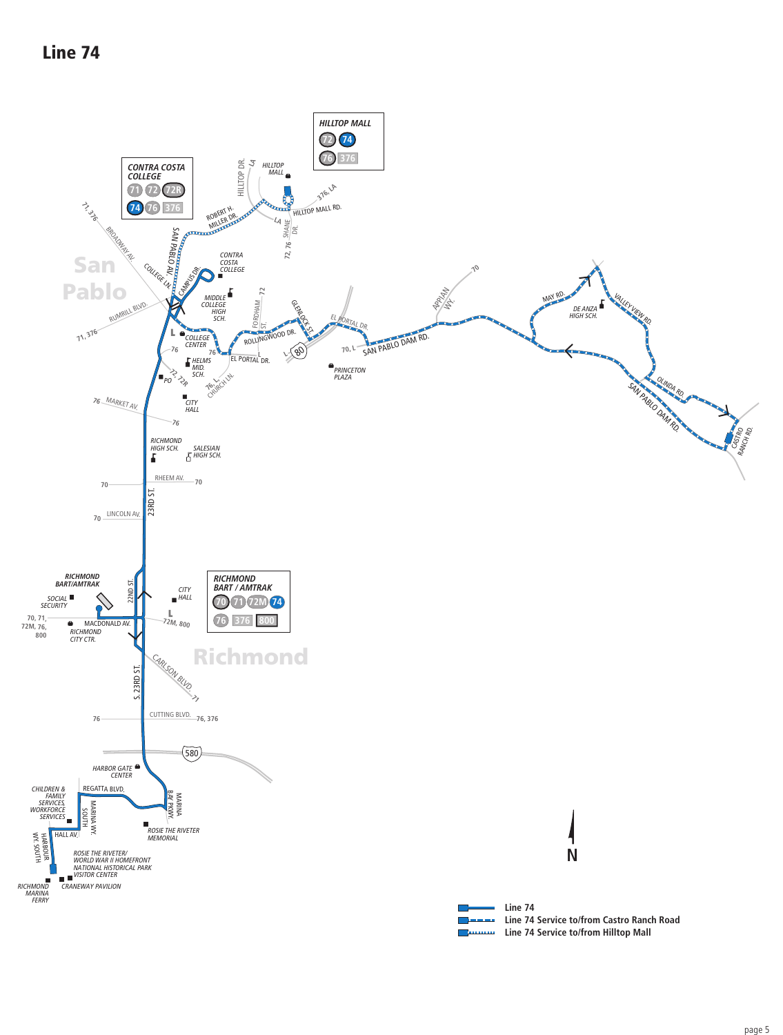# Line 74

HILLTOP MALL
72 74
76 376

CONTRA COSTA COLLEGE
71 72 72R
74 76 376

RICHMOND BART / AMTRAK
70 71 72M 74
76 376 800

San Pablo

Richmond

HILLTOP DR.
LA
HILLTOP MALL
376, LA
HILLTOP MALL RD.
ROBERT H. MILLER DR.
LA
SHANE DR.
72, 76
71, 376
BROADWAY AV.
SAN PABLO AV.
COLLEGE LN.
CAMPUS DR.
CONTRA COSTA COLLEGE
MIDDLE COLLEGE HIGH SCH.
72
FORDHAM ST.
GLENLOCK ST.
EL PORTAL DR.
70
APPIAN WY.
MAY RD.
DE ANZA HIGH SCH.
VALLEY VIEW RD.
RUMRILL BLVD.
71, 376
L
COLLEGE CENTER
ROLLINGWOOD DR.
76
L
EL PORTAL DR.
80
70, L
SAN PABLO DAM RD.
PRINCETON PLAZA
76
HELMS MID. SCH.
72, 72R
PO
76, L
CHURCH LN.
OLINDA RD.
SAN PABLO DAM RD.
CASTRO RANCH RD.
76
MARKET AV.
CITY HALL
76
RICHMOND HIGH SCH.
SALESIAN HIGH SCH.
70
RHEEM AV.
70
23RD ST.
70
LINCOLN AV.
RICHMOND BART/AMTRAK
22ND ST.
CITY HALL
SOCIAL SECURITY
L
70, 71, 72M, 76, 800
MACDONALD AV.
72M, 800
RICHMOND CITY CTR.
CARLSON BLVD.
71
S. 23RD ST.
76
CUTTING BLVD.
76, 376
580
HARBOR GATE CENTER
CHILDREN & FAMILY SERVICES, WORKFORCE SERVICES
REGATTA BLVD.
MARINA WY. SOUTH
MARINA BAY PKWY.
ROSIE THE RIVETER MEMORIAL
HALL AV.
HARBOUR WY. SOUTH
ROSIE THE RIVETER/ WORLD WAR II HOMEFRONT NATIONAL HISTORICAL PARK VISITOR CENTER
RICHMOND MARINA FERRY
CRANEWAY PAVILION

N

Line 74
Line 74 Service to/from Castro Ranch Road
Line 74 Service to/from Hilltop Mall